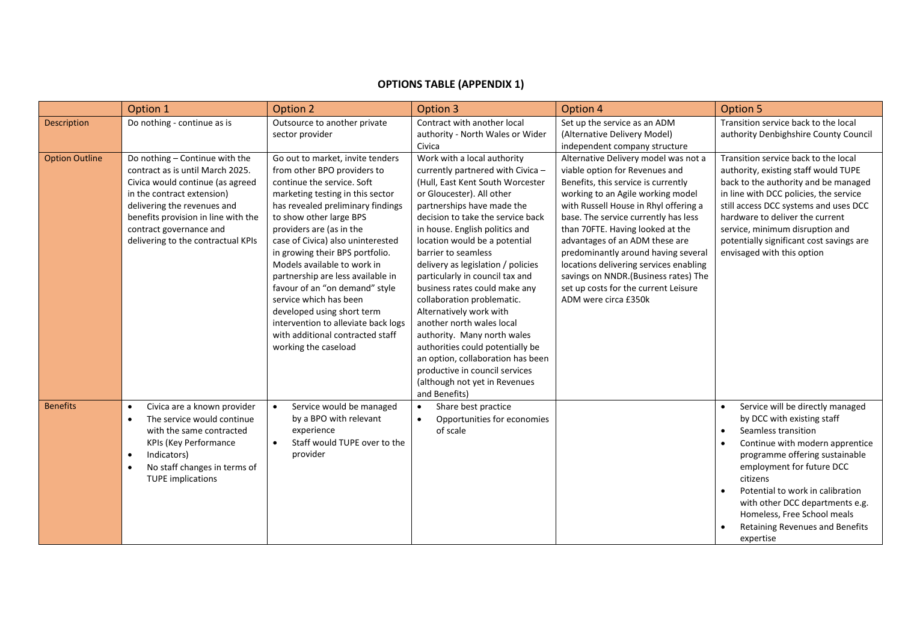## OPTIONS TABLE (APPENDIX 1)

| | Option 1 | Option 2 | Option 3 | Option 4 | Option 5 |
|---|---|---|---|---|---|
| Description | Do nothing - continue as is | Outsource to another private sector provider | Contract with another local authority - North Wales or Wider Civica | Set up the service as an ADM (Alternative Delivery Model) independent company structure | Transition service back to the local authority Denbighshire County Council |
| Option Outline | Do nothing – Continue with the contract as is until March 2025. Civica would continue (as agreed in the contract extension) delivering the revenues and benefits provision in line with the contract governance and delivering to the contractual KPIs | Go out to market, invite tenders from other BPO providers to continue the service. Soft marketing testing in this sector has revealed preliminary findings to show other large BPS providers are (as in the case of Civica) also uninterested in growing their BPS portfolio. Models available to work in partnership are less available in favour of an "on demand" style service which has been developed using short term intervention to alleviate back logs with additional contracted staff working the caseload | Work with a local authority currently partnered with Civica – (Hull, East Kent South Worcester or Gloucester). All other partnerships have made the decision to take the service back in house. English politics and location would be a potential barrier to seamless delivery as legislation / policies particularly in council tax and business rates could make any collaboration problematic. Alternatively work with another north wales local authority. Many north wales authorities could potentially be an option, collaboration has been productive in council services (although not yet in Revenues and Benefits) | Alternative Delivery model was not a viable option for Revenues and Benefits, this service is currently working to an Agile working model with Russell House in Rhyl offering a base. The service currently has less than 70FTE. Having looked at the advantages of an ADM these are predominantly around having several locations delivering services enabling savings on NNDR.(Business rates) The set up costs for the current Leisure ADM were circa £350k | Transition service back to the local authority, existing staff would TUPE back to the authority and be managed in line with DCC policies, the service still access DCC systems and uses DCC hardware to deliver the current service, minimum disruption and potentially significant cost savings are envisaged with this option |
| Benefits | • Civica are a known provider<br>• The service would continue with the same contracted KPIs (Key Performance<br>• Indicators)<br>• No staff changes in terms of TUPE implications | • Service would be managed by a BPO with relevant experience<br>• Staff would TUPE over to the provider | • Share best practice<br>• Opportunities for economies of scale | | • Service will be directly managed by DCC with existing staff<br>• Seamless transition<br>• Continue with modern apprentice programme offering sustainable employment for future DCC citizens<br>• Potential to work in calibration with other DCC departments e.g. Homeless, Free School meals<br>• Retaining Revenues and Benefits expertise |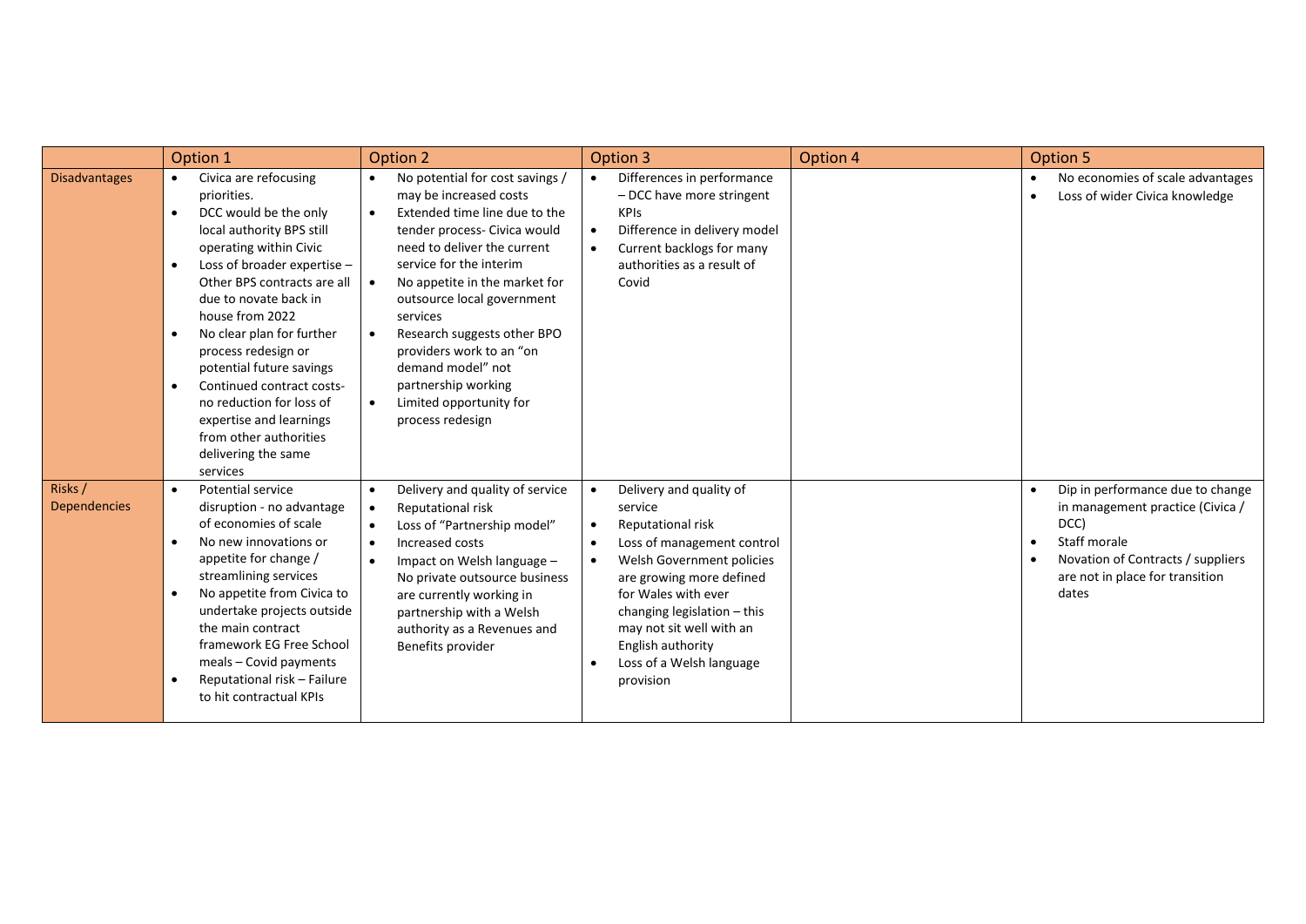| | Option 1 | Option 2 | Option 3 | Option 4 | Option 5 |
|---|---|---|---|---|---|
| Disadvantages | • Civica are refocusing priorities.<br>• DCC would be the only local authority BPS still operating within Civic<br>• Loss of broader expertise – Other BPS contracts are all due to novate back in house from 2022<br>• No clear plan for further process redesign or potential future savings<br>• Continued contract costs- no reduction for loss of expertise and learnings from other authorities delivering the same services | • No potential for cost savings / may be increased costs<br>• Extended time line due to the tender process- Civica would need to deliver the current service for the interim<br>• No appetite in the market for outsource local government services<br>• Research suggests other BPO providers work to an "on demand model" not partnership working<br>• Limited opportunity for process redesign | • Differences in performance – DCC have more stringent KPIs<br>• Difference in delivery model<br>• Current backlogs for many authorities as a result of Covid | | • No economies of scale advantages<br>• Loss of wider Civica knowledge |
| Risks / Dependencies | • Potential service disruption - no advantage of economies of scale<br>• No new innovations or appetite for change / streamlining services<br>• No appetite from Civica to undertake projects outside the main contract framework EG Free School meals – Covid payments<br>• Reputational risk – Failure to hit contractual KPIs | • Delivery and quality of service<br>• Reputational risk<br>• Loss of "Partnership model"<br>• Increased costs<br>• Impact on Welsh language – No private outsource business are currently working in partnership with a Welsh authority as a Revenues and Benefits provider | • Delivery and quality of service<br>• Reputational risk<br>• Loss of management control<br>• Welsh Government policies are growing more defined for Wales with ever changing legislation – this may not sit well with an English authority<br>• Loss of a Welsh language provision | | • Dip in performance due to change in management practice (Civica / DCC)<br>• Staff morale<br>• Novation of Contracts / suppliers are not in place for transition dates |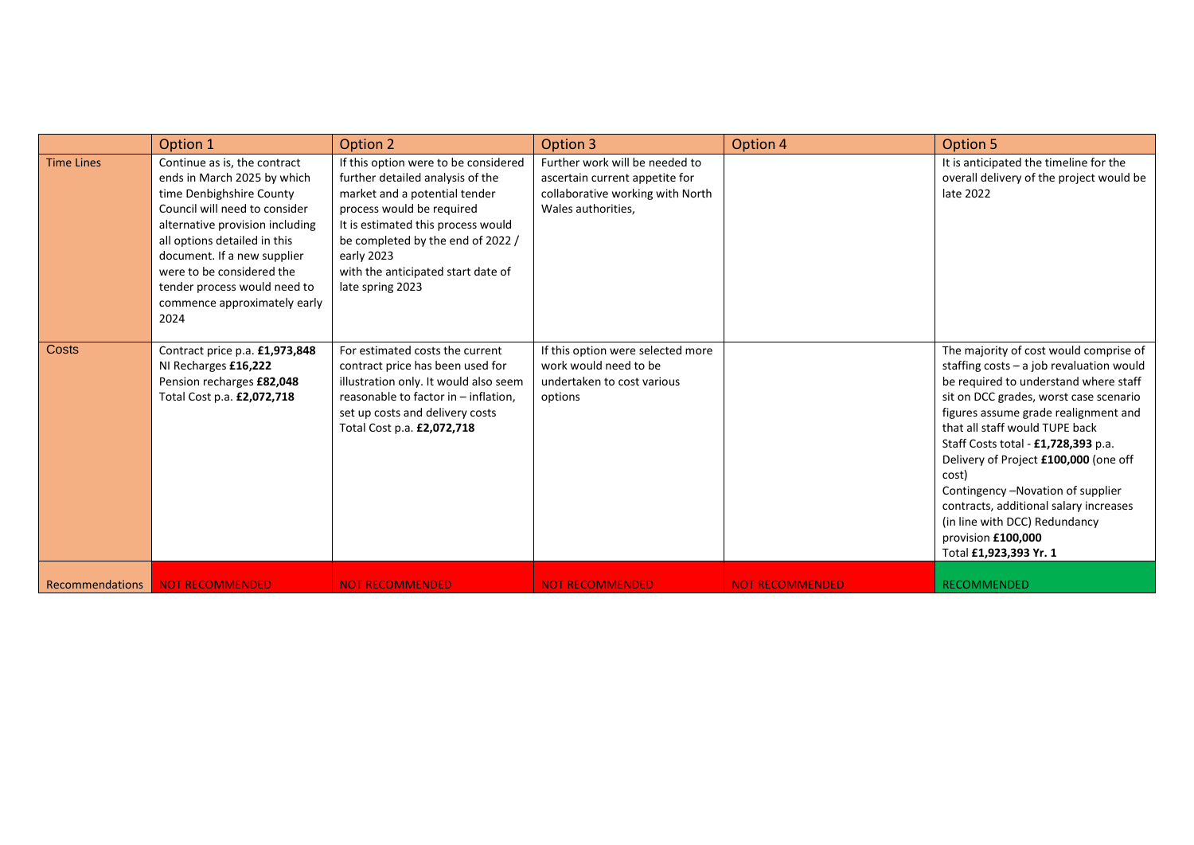| | Option 1 | Option 2 | Option 3 | Option 4 | Option 5 |
|---|---|---|---|---|---|
| Time Lines | Continue as is, the contract ends in March 2025 by which time Denbighshire County Council will need to consider alternative provision including all options detailed in this document. If a new supplier were to be considered the tender process would need to commence approximately early 2024 | If this option were to be considered further detailed analysis of the market and a potential tender process would be required<br>It is estimated this process would be completed by the end of 2022 / early 2023<br>with the anticipated start date of late spring 2023 | Further work will be needed to ascertain current appetite for collaborative working with North Wales authorities, | | It is anticipated the timeline for the overall delivery of the project would be late 2022 |
| Costs | Contract price p.a. **£1,973,848**<br>NI Recharges **£16,222**<br>Pension recharges **£82,048**<br>Total Cost p.a. **£2,072,718** | For estimated costs the current contract price has been used for illustration only. It would also seem reasonable to factor in – inflation, set up costs and delivery costs<br>Total Cost p.a. **£2,072,718** | If this option were selected more work would need to be undertaken to cost various options | | The majority of cost would comprise of staffing costs – a job revaluation would be required to understand where staff sit on DCC grades, worst case scenario figures assume grade realignment and that all staff would TUPE back<br>Staff Costs total - **£1,728,393** p.a.<br>Delivery of Project **£100,000** (one off cost)<br>Contingency –Novation of supplier contracts, additional salary increases (in line with DCC) Redundancy provision **£100,000**<br>Total **£1,923,393 Yr. 1** |
| Recommendations | NOT RECOMMENDED | NOT RECOMMENDED | NOT RECOMMENDED | NOT RECOMMENDED | RECOMMENDED |